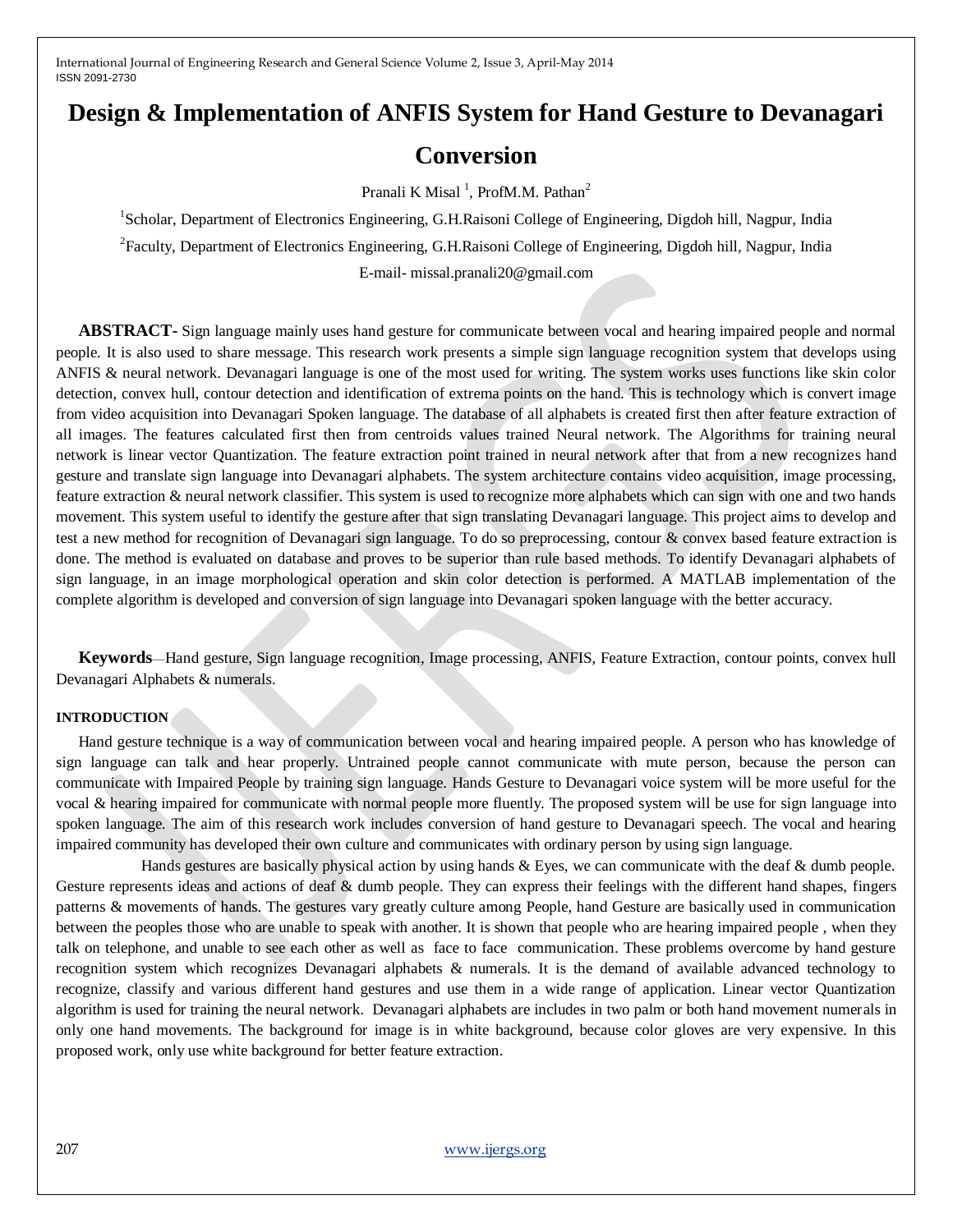# Design & Implementation of ANFIS System for Hand Gesture to Devanagari Conversion

Pranali K Misal [1], ProfM.M. Pathan[2]

[1]Scholar, Department of Electronics Engineering, G.H.Raisoni College of Engineering, Digdoh hill, Nagpur, India

[2]Faculty, Department of Electronics Engineering, G.H.Raisoni College of Engineering, Digdoh hill, Nagpur, India

E-mail- missal.pranali20@gmail.com

**ABSTRACT-** Sign language mainly uses hand gesture for communicate between vocal and hearing impaired people and normal people. It is also used to share message. This research work presents a simple sign language recognition system that develops using ANFIS & neural network. Devanagari language is one of the most used for writing. The system works uses functions like skin color detection, convex hull, contour detection and identification of extrema points on the hand. This is technology which is convert image from video acquisition into Devanagari Spoken language. The database of all alphabets is created first then after feature extraction of all images. The features calculated first then from centroids values trained Neural network. The Algorithms for training neural network is linear vector Quantization. The feature extraction point trained in neural network after that from a new recognizes hand gesture and translate sign language into Devanagari alphabets. The system architecture contains video acquisition, image processing, feature extraction & neural network classifier. This system is used to recognize more alphabets which can sign with one and two hands movement. This system useful to identify the gesture after that sign translating Devanagari language. This project aims to develop and test a new method for recognition of Devanagari sign language. To do so preprocessing, contour & convex based feature extraction is done. The method is evaluated on database and proves to be superior than rule based methods. To identify Devanagari alphabets of sign language, in an image morphological operation and skin color detection is performed. A MATLAB implementation of the complete algorithm is developed and conversion of sign language into Devanagari spoken language with the better accuracy.

**Keywords**—Hand gesture, Sign language recognition, Image processing, ANFIS, Feature Extraction, contour points, convex hull Devanagari Alphabets & numerals.

## INTRODUCTION

Hand gesture technique is a way of communication between vocal and hearing impaired people. A person who has knowledge of sign language can talk and hear properly. Untrained people cannot communicate with mute person, because the person can communicate with Impaired People by training sign language. Hands Gesture to Devanagari voice system will be more useful for the vocal & hearing impaired for communicate with normal people more fluently. The proposed system will be use for sign language into spoken language. The aim of this research work includes conversion of hand gesture to Devanagari speech. The vocal and hearing impaired community has developed their own culture and communicates with ordinary person by using sign language.

Hands gestures are basically physical action by using hands & Eyes, we can communicate with the deaf & dumb people. Gesture represents ideas and actions of deaf & dumb people. They can express their feelings with the different hand shapes, fingers patterns & movements of hands. The gestures vary greatly culture among People, hand Gesture are basically used in communication between the peoples those who are unable to speak with another. It is shown that people who are hearing impaired people , when they talk on telephone, and unable to see each other as well as face to face communication. These problems overcome by hand gesture recognition system which recognizes Devanagari alphabets & numerals. It is the demand of available advanced technology to recognize, classify and various different hand gestures and use them in a wide range of application. Linear vector Quantization algorithm is used for training the neural network. Devanagari alphabets are includes in two palm or both hand movement numerals in only one hand movements. The background for image is in white background, because color gloves are very expensive. In this proposed work, only use white background for better feature extraction.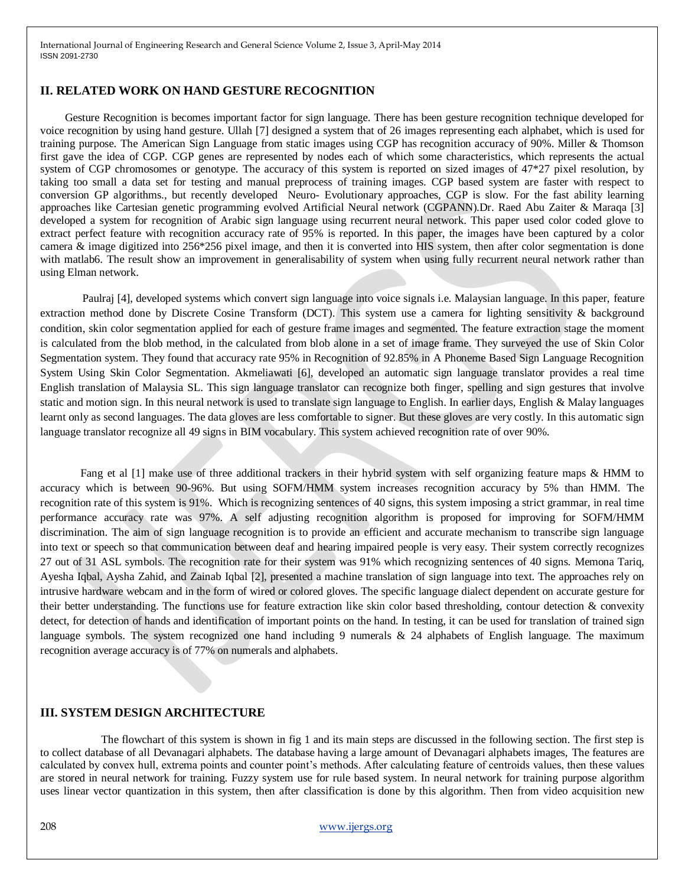## II. RELATED WORK ON HAND GESTURE RECOGNITION

Gesture Recognition is becomes important factor for sign language. There has been gesture recognition technique developed for voice recognition by using hand gesture. Ullah [7] designed a system that of 26 images representing each alphabet, which is used for training purpose. The American Sign Language from static images using CGP has recognition accuracy of 90%. Miller & Thomson first gave the idea of CGP. CGP genes are represented by nodes each of which some characteristics, which represents the actual system of CGP chromosomes or genotype. The accuracy of this system is reported on sized images of 47*27 pixel resolution, by taking too small a data set for testing and manual preprocess of training images. CGP based system are faster with respect to conversion GP algorithms., but recently developed Neuro- Evolutionary approaches, CGP is slow. For the fast ability learning approaches like Cartesian genetic programming evolved Artificial Neural network (CGPANN).Dr. Raed Abu Zaiter & Maraqa [3] developed a system for recognition of Arabic sign language using recurrent neural network. This paper used color coded glove to extract perfect feature with recognition accuracy rate of 95% is reported. In this paper, the images have been captured by a color camera & image digitized into 256*256 pixel image, and then it is converted into HIS system, then after color segmentation is done with matlab6. The result show an improvement in generalisability of system when using fully recurrent neural network rather than using Elman network.

Paulraj [4], developed systems which convert sign language into voice signals i.e. Malaysian language. In this paper, feature extraction method done by Discrete Cosine Transform (DCT). This system use a camera for lighting sensitivity & background condition, skin color segmentation applied for each of gesture frame images and segmented. The feature extraction stage the moment is calculated from the blob method, in the calculated from blob alone in a set of image frame. They surveyed the use of Skin Color Segmentation system. They found that accuracy rate 95% in Recognition of 92.85% in A Phoneme Based Sign Language Recognition System Using Skin Color Segmentation. Akmeliawati [6], developed an automatic sign language translator provides a real time English translation of Malaysia SL. This sign language translator can recognize both finger, spelling and sign gestures that involve static and motion sign. In this neural network is used to translate sign language to English. In earlier days, English & Malay languages learnt only as second languages. The data gloves are less comfortable to signer. But these gloves are very costly. In this automatic sign language translator recognize all 49 signs in BIM vocabulary. This system achieved recognition rate of over 90%.

Fang et al [1] make use of three additional trackers in their hybrid system with self organizing feature maps & HMM to accuracy which is between 90-96%. But using SOFM/HMM system increases recognition accuracy by 5% than HMM. The recognition rate of this system is 91%. Which is recognizing sentences of 40 signs, this system imposing a strict grammar, in real time performance accuracy rate was 97%. A self adjusting recognition algorithm is proposed for improving for SOFM/HMM discrimination. The aim of sign language recognition is to provide an efficient and accurate mechanism to transcribe sign language into text or speech so that communication between deaf and hearing impaired people is very easy. Their system correctly recognizes 27 out of 31 ASL symbols. The recognition rate for their system was 91% which recognizing sentences of 40 signs. Memona Tariq, Ayesha Iqbal, Aysha Zahid, and Zainab Iqbal [2], presented a machine translation of sign language into text. The approaches rely on intrusive hardware webcam and in the form of wired or colored gloves. The specific language dialect dependent on accurate gesture for their better understanding. The functions use for feature extraction like skin color based thresholding, contour detection & convexity detect, for detection of hands and identification of important points on the hand. In testing, it can be used for translation of trained sign language symbols. The system recognized one hand including 9 numerals & 24 alphabets of English language. The maximum recognition average accuracy is of 77% on numerals and alphabets.

## III. SYSTEM DESIGN ARCHITECTURE

The flowchart of this system is shown in fig 1 and its main steps are discussed in the following section. The first step is to collect database of all Devanagari alphabets. The database having a large amount of Devanagari alphabets images, The features are calculated by convex hull, extrema points and counter point's methods. After calculating feature of centroids values, then these values are stored in neural network for training. Fuzzy system use for rule based system. In neural network for training purpose algorithm uses linear vector quantization in this system, then after classification is done by this algorithm. Then from video acquisition new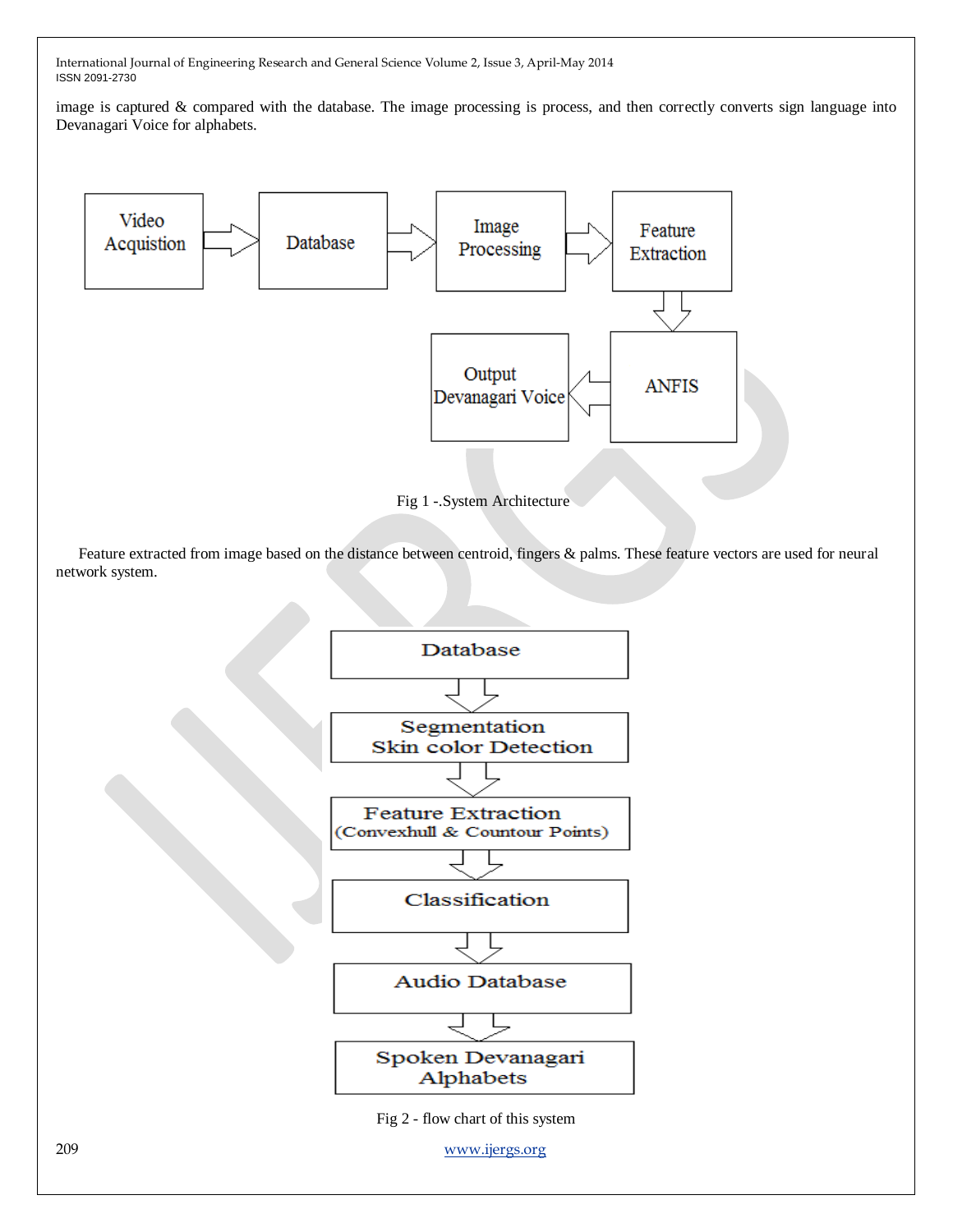image is captured & compared with the database. The image processing is process, and then correctly converts sign language into Devanagari Voice for alphabets.

Fig 1 -.System Architecture

Feature extracted from image based on the distance between centroid, fingers & palms. These feature vectors are used for neural network system.

Fig 2 - flow chart of this system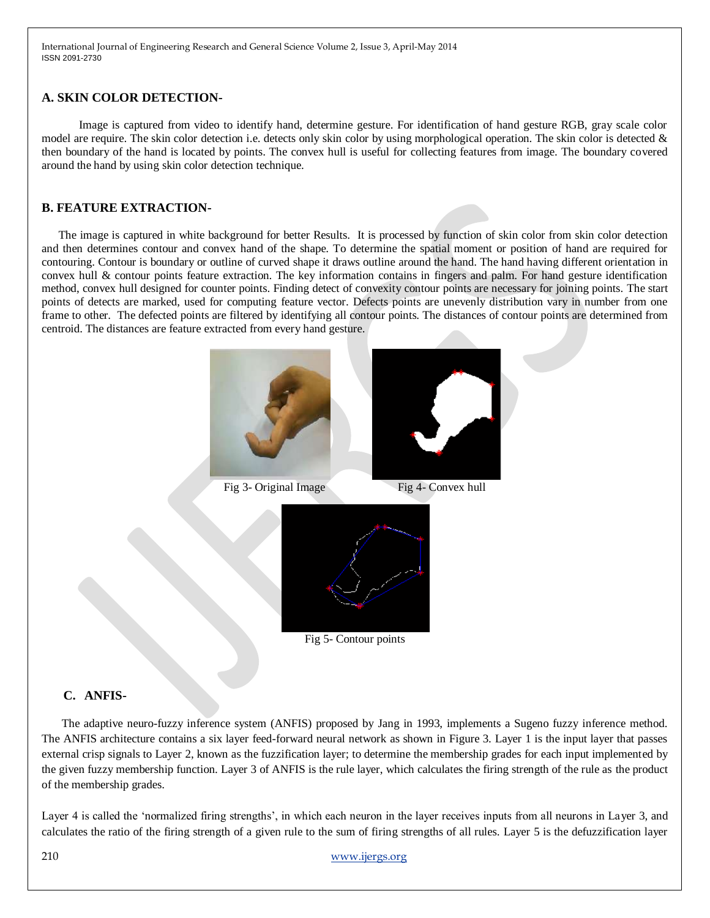## A. SKIN COLOR DETECTION-

Image is captured from video to identify hand, determine gesture. For identification of hand gesture RGB, gray scale color model are require. The skin color detection i.e. detects only skin color by using morphological operation. The skin color is detected & then boundary of the hand is located by points. The convex hull is useful for collecting features from image. The boundary covered around the hand by using skin color detection technique.

## B. FEATURE EXTRACTION-

The image is captured in white background for better Results. It is processed by function of skin color from skin color detection and then determines contour and convex hand of the shape. To determine the spatial moment or position of hand are required for contouring. Contour is boundary or outline of curved shape it draws outline around the hand. The hand having different orientation in convex hull & contour points feature extraction. The key information contains in fingers and palm. For hand gesture identification method, convex hull designed for counter points. Finding detect of convexity contour points are necessary for joining points. The start points of detects are marked, used for computing feature vector. Defects points are unevenly distribution vary in number from one frame to other. The defected points are filtered by identifying all contour points. The distances of contour points are determined from centroid. The distances are feature extracted from every hand gesture.

Fig 3- Original Image

Fig 4- Convex hull

Fig 5- Contour points

## C. ANFIS-

The adaptive neuro-fuzzy inference system (ANFIS) proposed by Jang in 1993, implements a Sugeno fuzzy inference method. The ANFIS architecture contains a six layer feed-forward neural network as shown in Figure 3. Layer 1 is the input layer that passes external crisp signals to Layer 2, known as the fuzzification layer; to determine the membership grades for each input implemented by the given fuzzy membership function. Layer 3 of ANFIS is the rule layer, which calculates the firing strength of the rule as the product of the membership grades.

Layer 4 is called the 'normalized firing strengths', in which each neuron in the layer receives inputs from all neurons in Layer 3, and calculates the ratio of the firing strength of a given rule to the sum of firing strengths of all rules. Layer 5 is the defuzzification layer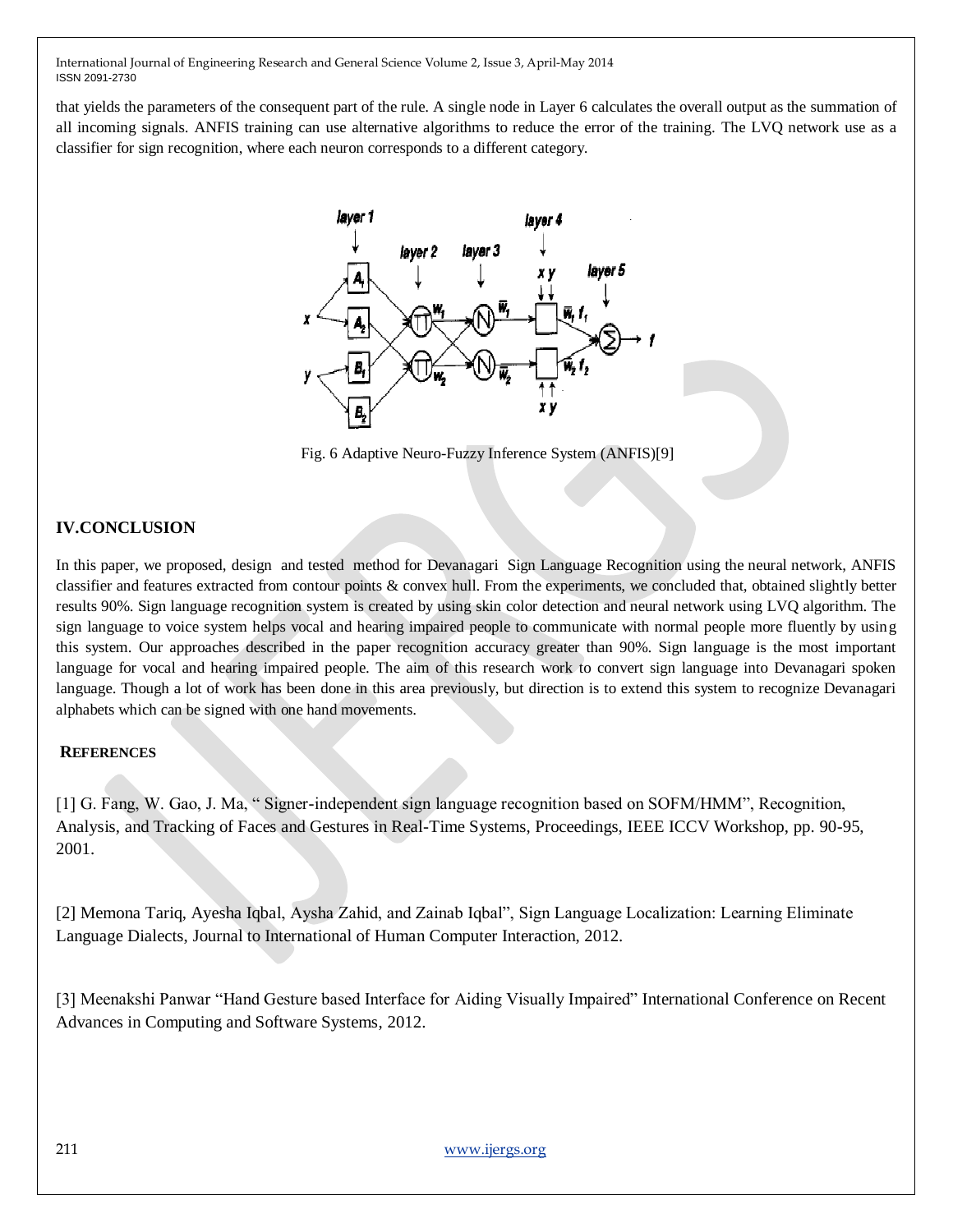that yields the parameters of the consequent part of the rule. A single node in Layer 6 calculates the overall output as the summation of all incoming signals. ANFIS training can use alternative algorithms to reduce the error of the training. The LVQ network use as a classifier for sign recognition, where each neuron corresponds to a different category.

Fig. 6 Adaptive Neuro-Fuzzy Inference System (ANFIS)[9]

## IV.CONCLUSION

In this paper, we proposed, design and tested method for Devanagari Sign Language Recognition using the neural network, ANFIS classifier and features extracted from contour points & convex hull. From the experiments, we concluded that, obtained slightly better results 90%. Sign language recognition system is created by using skin color detection and neural network using LVQ algorithm. The sign language to voice system helps vocal and hearing impaired people to communicate with normal people more fluently by using this system. Our approaches described in the paper recognition accuracy greater than 90%. Sign language is the most important language for vocal and hearing impaired people. The aim of this research work to convert sign language into Devanagari spoken language. Though a lot of work has been done in this area previously, but direction is to extend this system to recognize Devanagari alphabets which can be signed with one hand movements.

## REFERENCES

[1] G. Fang, W. Gao, J. Ma, " Signer-independent sign language recognition based on SOFM/HMM", Recognition, Analysis, and Tracking of Faces and Gestures in Real-Time Systems, Proceedings, IEEE ICCV Workshop, pp. 90-95, 2001.

[2] Memona Tariq, Ayesha Iqbal, Aysha Zahid, and Zainab Iqbal", Sign Language Localization: Learning Eliminate Language Dialects, Journal to International of Human Computer Interaction, 2012.

[3] Meenakshi Panwar "Hand Gesture based Interface for Aiding Visually Impaired" International Conference on Recent Advances in Computing and Software Systems, 2012.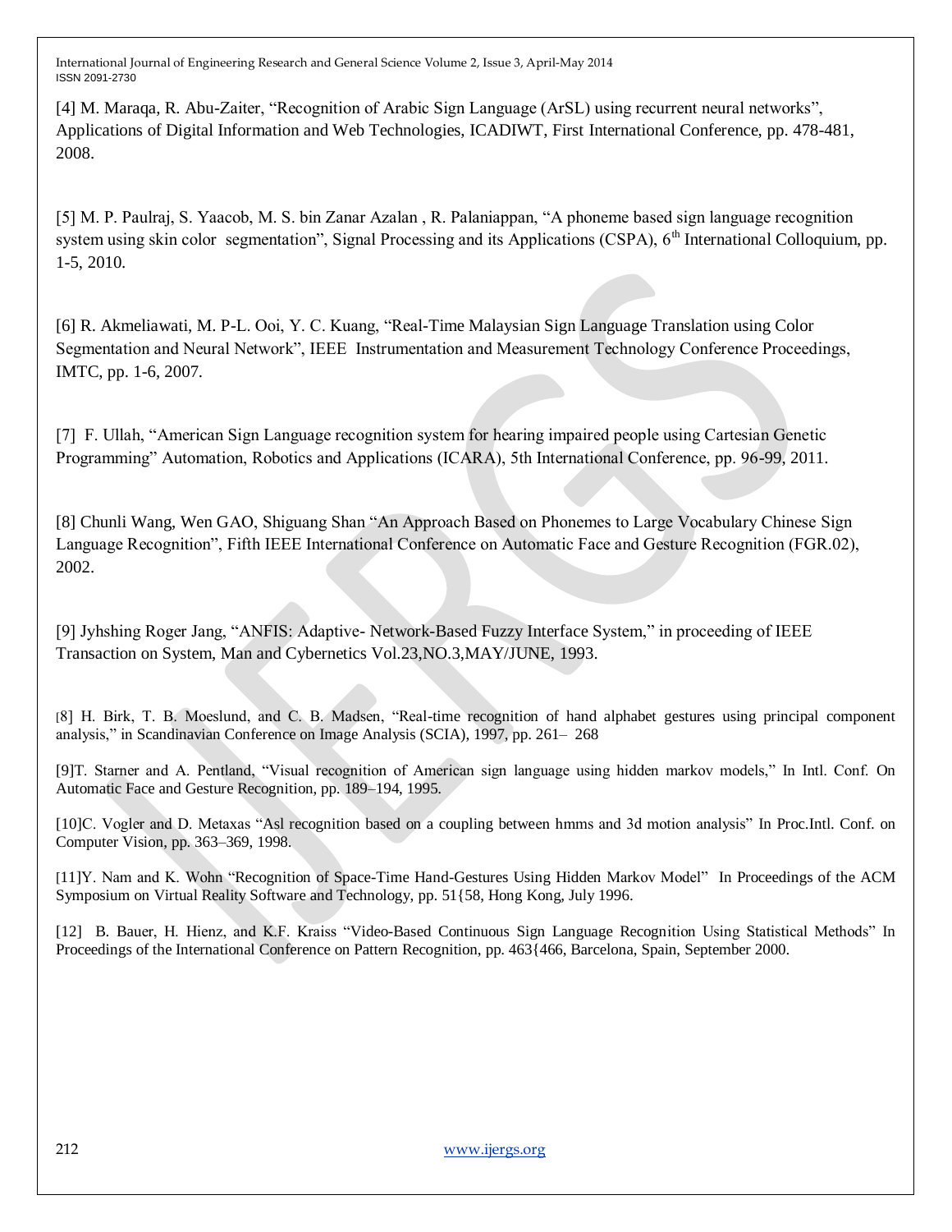[4] M. Maraqa, R. Abu-Zaiter, “Recognition of Arabic Sign Language (ArSL) using recurrent neural networks”, Applications of Digital Information and Web Technologies, ICADIWT, First International Conference, pp. 478-481, 2008.

[5] M. P. Paulraj, S. Yaacob, M. S. bin Zanar Azalan , R. Palaniappan, “A phoneme based sign language recognition system using skin color segmentation”, Signal Processing and its Applications (CSPA), 6th International Colloquium, pp. 1-5, 2010.

[6] R. Akmeliawati, M. P-L. Ooi, Y. C. Kuang, “Real-Time Malaysian Sign Language Translation using Color Segmentation and Neural Network”, IEEE Instrumentation and Measurement Technology Conference Proceedings, IMTC, pp. 1-6, 2007.

[7] F. Ullah, “American Sign Language recognition system for hearing impaired people using Cartesian Genetic Programming” Automation, Robotics and Applications (ICARA), 5th International Conference, pp. 96-99, 2011.

[8] Chunli Wang, Wen GAO, Shiguang Shan “An Approach Based on Phonemes to Large Vocabulary Chinese Sign Language Recognition”, Fifth IEEE International Conference on Automatic Face and Gesture Recognition (FGR.02), 2002.

[9] Jyhshing Roger Jang, “ANFIS: Adaptive- Network-Based Fuzzy Interface System,” in proceeding of IEEE Transaction on System, Man and Cybernetics Vol.23,NO.3,MAY/JUNE, 1993.

[8] H. Birk, T. B. Moeslund, and C. B. Madsen, “Real-time recognition of hand alphabet gestures using principal component analysis,” in Scandinavian Conference on Image Analysis (SCIA), 1997, pp. 261– 268

[9]T. Starner and A. Pentland, “Visual recognition of American sign language using hidden markov models,” In Intl. Conf. On Automatic Face and Gesture Recognition, pp. 189–194, 1995.

[10]C. Vogler and D. Metaxas “Asl recognition based on a coupling between hmms and 3d motion analysis” In Proc.Intl. Conf. on Computer Vision, pp. 363–369, 1998.

[11]Y. Nam and K. Wohn “Recognition of Space-Time Hand-Gestures Using Hidden Markov Model” In Proceedings of the ACM Symposium on Virtual Reality Software and Technology, pp. 51{58, Hong Kong, July 1996.

[12] B. Bauer, H. Hienz, and K.F. Kraiss “Video-Based Continuous Sign Language Recognition Using Statistical Methods” In Proceedings of the International Conference on Pattern Recognition, pp. 463{466, Barcelona, Spain, September 2000.